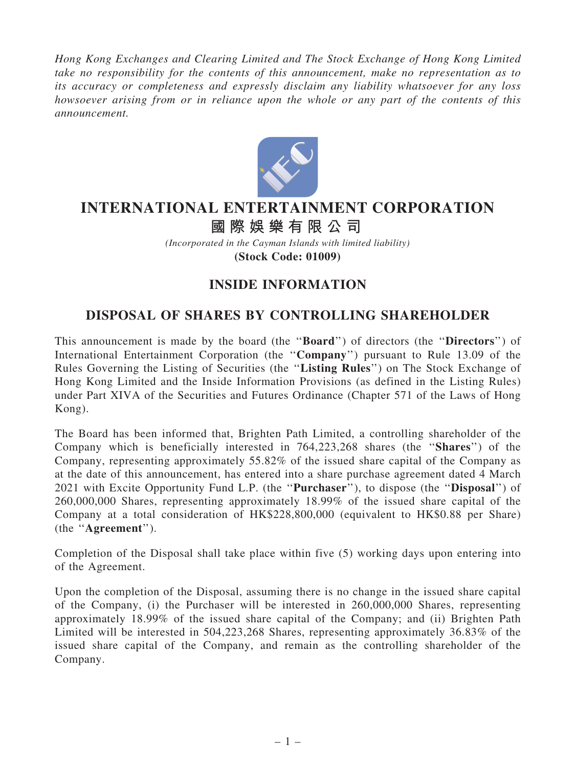*Hong Kong Exchanges and Clearing Limited and The Stock Exchange of Hong Kong Limited take no responsibility for the contents of this announcement, make no representation as to its accuracy or completeness and expressly disclaim any liability whatsoever for any loss howsoever arising from or in reliance upon the whole or any part of the contents of this announcement.*

# INTERNATIONAL ENTERTAINMENT CORPORATION

# 國際娛樂有限公司

*(Incorporated in the Cayman Islands with limited liability)*

**(Stock Code: 01009)**

## INSIDE INFORMATION

## DISPOSAL OF SHARES BY CONTROLLING SHAREHOLDER

This announcement is made by the board (the "**Board**") of directors (the "**Directors**") of International Entertainment Corporation (the "**Company**") pursuant to Rule 13.09 of the Rules Governing the Listing of Securities (the "**Listing Rules**") on The Stock Exchange of Hong Kong Limited and the Inside Information Provisions (as defined in the Listing Rules) under Part XIVA of the Securities and Futures Ordinance (Chapter 571 of the Laws of Hong Kong).

The Board has been informed that, Brighten Path Limited, a controlling shareholder of the Company which is beneficially interested in 764,223,268 shares (the "**Shares**") of the Company, representing approximately 55.82% of the issued share capital of the Company as at the date of this announcement, has entered into a share purchase agreement dated 4 March 2021 with Excite Opportunity Fund L.P. (the "**Purchaser**"), to dispose (the "**Disposal**") of 260,000,000 Shares, representing approximately 18.99% of the issued share capital of the Company at a total consideration of HK$228,800,000 (equivalent to HK$0.88 per Share) (the "**Agreement**").

Completion of the Disposal shall take place within five (5) working days upon entering into of the Agreement.

Upon the completion of the Disposal, assuming there is no change in the issued share capital of the Company, (i) the Purchaser will be interested in 260,000,000 Shares, representing approximately 18.99% of the issued share capital of the Company; and (ii) Brighten Path Limited will be interested in 504,223,268 Shares, representing approximately 36.83% of the issued share capital of the Company, and remain as the controlling shareholder of the Company.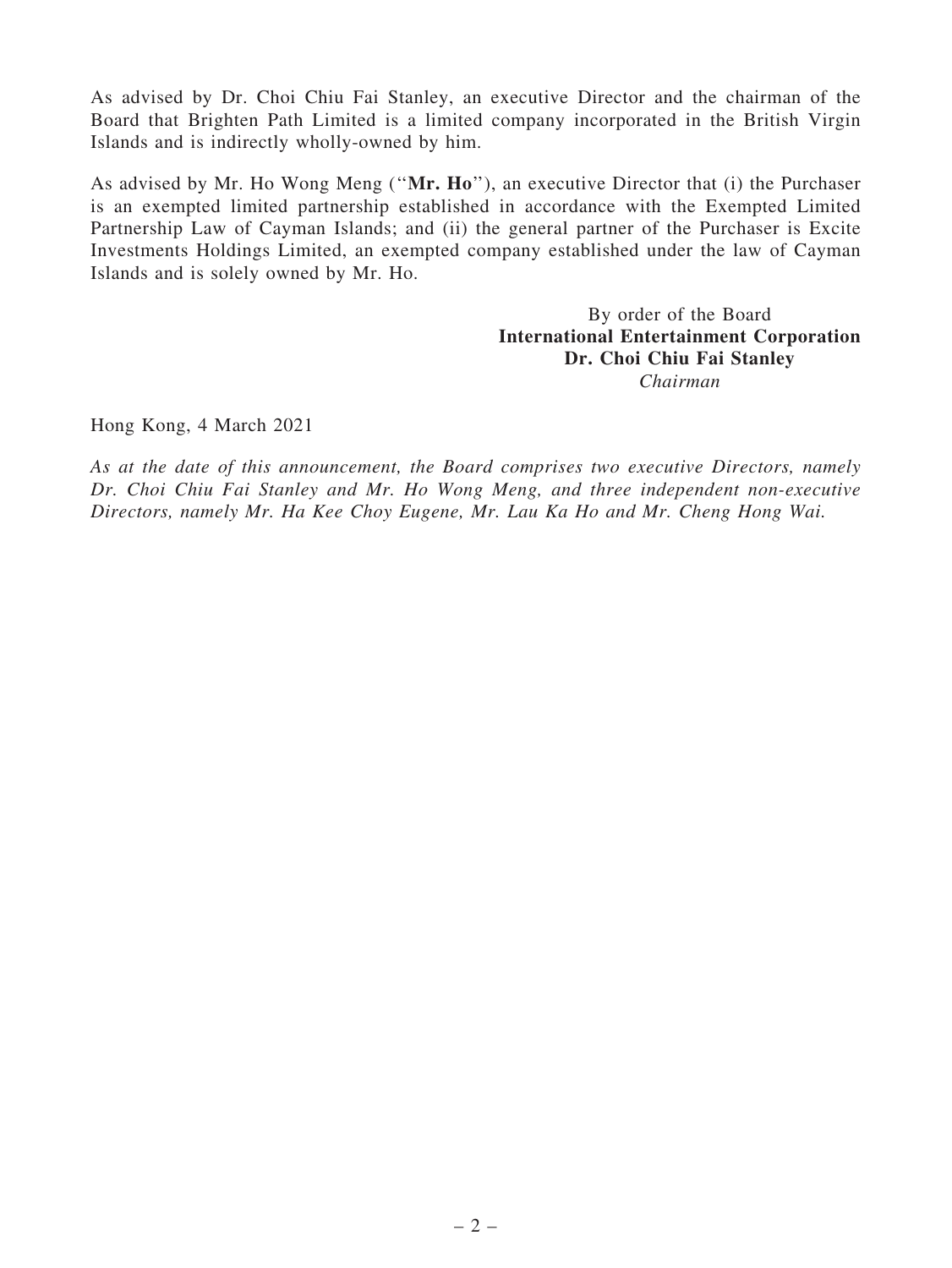As advised by Dr. Choi Chiu Fai Stanley, an executive Director and the chairman of the Board that Brighten Path Limited is a limited company incorporated in the British Virgin Islands and is indirectly wholly-owned by him.

As advised by Mr. Ho Wong Meng (''**Mr. Ho**''), an executive Director that (i) the Purchaser is an exempted limited partnership established in accordance with the Exempted Limited Partnership Law of Cayman Islands; and (ii) the general partner of the Purchaser is Excite Investments Holdings Limited, an exempted company established under the law of Cayman Islands and is solely owned by Mr. Ho.

By order of the Board
**International Entertainment Corporation**
**Dr. Choi Chiu Fai Stanley**
*Chairman*

Hong Kong, 4 March 2021

*As at the date of this announcement, the Board comprises two executive Directors, namely Dr. Choi Chiu Fai Stanley and Mr. Ho Wong Meng, and three independent non-executive Directors, namely Mr. Ha Kee Choy Eugene, Mr. Lau Ka Ho and Mr. Cheng Hong Wai.*